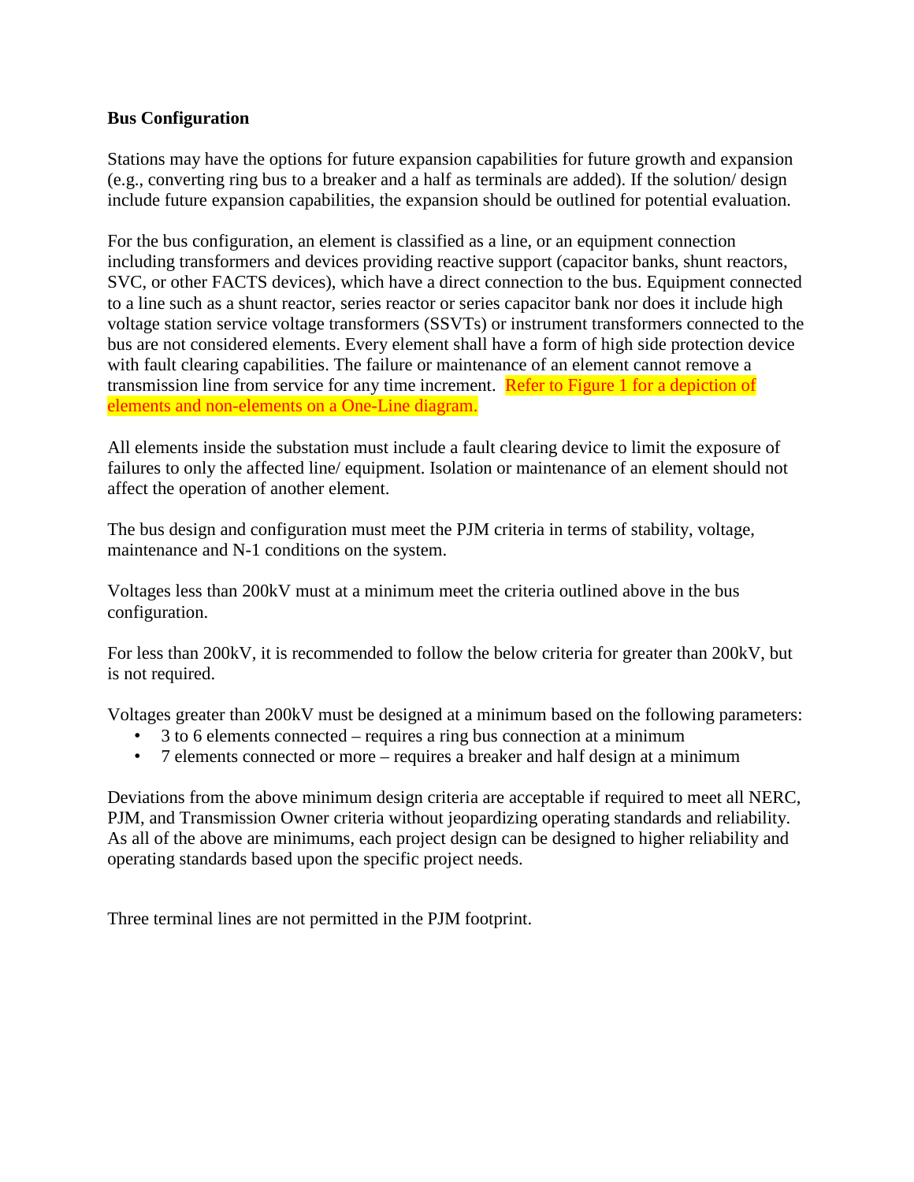**Bus Configuration**

Stations may have the options for future expansion capabilities for future growth and expansion (e.g., converting ring bus to a breaker and a half as terminals are added). If the solution/ design include future expansion capabilities, the expansion should be outlined for potential evaluation.

For the bus configuration, an element is classified as a line, or an equipment connection including transformers and devices providing reactive support (capacitor banks, shunt reactors, SVC, or other FACTS devices), which have a direct connection to the bus. Equipment connected to a line such as a shunt reactor, series reactor or series capacitor bank nor does it include high voltage station service voltage transformers (SSVTs) or instrument transformers connected to the bus are not considered elements. Every element shall have a form of high side protection device with fault clearing capabilities. The failure or maintenance of an element cannot remove a transmission line from service for any time increment. Refer to Figure 1 for a depiction of elements and non-elements on a One-Line diagram.

All elements inside the substation must include a fault clearing device to limit the exposure of failures to only the affected line/ equipment. Isolation or maintenance of an element should not affect the operation of another element.

The bus design and configuration must meet the PJM criteria in terms of stability, voltage, maintenance and N-1 conditions on the system.

Voltages less than 200kV must at a minimum meet the criteria outlined above in the bus configuration.

For less than 200kV, it is recommended to follow the below criteria for greater than 200kV, but is not required.

Voltages greater than 200kV must be designed at a minimum based on the following parameters:

- 3 to 6 elements connected – requires a ring bus connection at a minimum
- 7 elements connected or more – requires a breaker and half design at a minimum

Deviations from the above minimum design criteria are acceptable if required to meet all NERC, PJM, and Transmission Owner criteria without jeopardizing operating standards and reliability. As all of the above are minimums, each project design can be designed to higher reliability and operating standards based upon the specific project needs.

Three terminal lines are not permitted in the PJM footprint.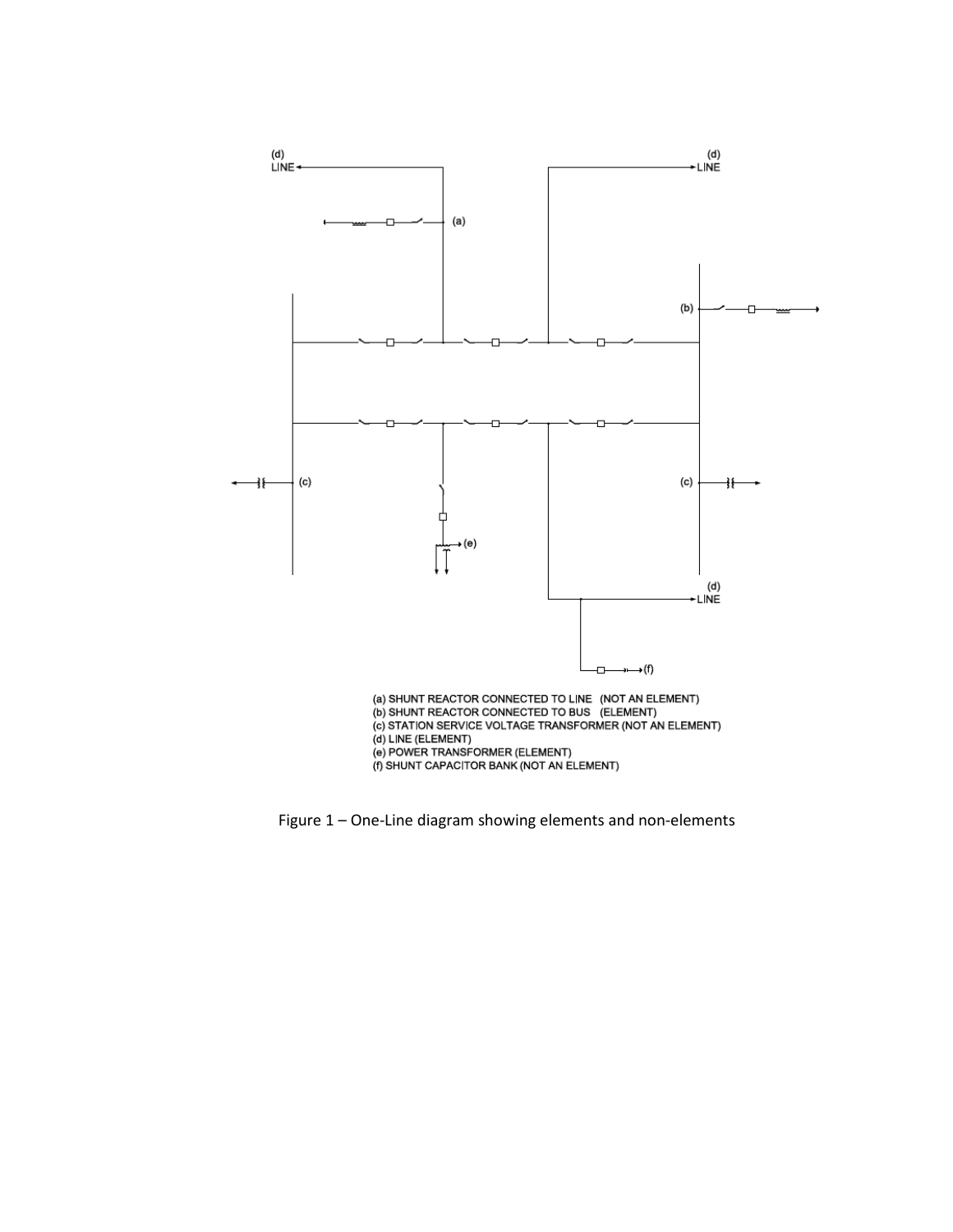(d) LINE

(d) LINE

(a)

(b)

(c)

(c)

(e)

(d) LINE

(f)

(a) SHUNT REACTOR CONNECTED TO LINE (NOT AN ELEMENT)
(b) SHUNT REACTOR CONNECTED TO BUS (ELEMENT)
(c) STATION SERVICE VOLTAGE TRANSFORMER (NOT AN ELEMENT)
(d) LINE (ELEMENT)
(e) POWER TRANSFORMER (ELEMENT)
(f) SHUNT CAPACITOR BANK (NOT AN ELEMENT)

Figure 1 – One-Line diagram showing elements and non-elements